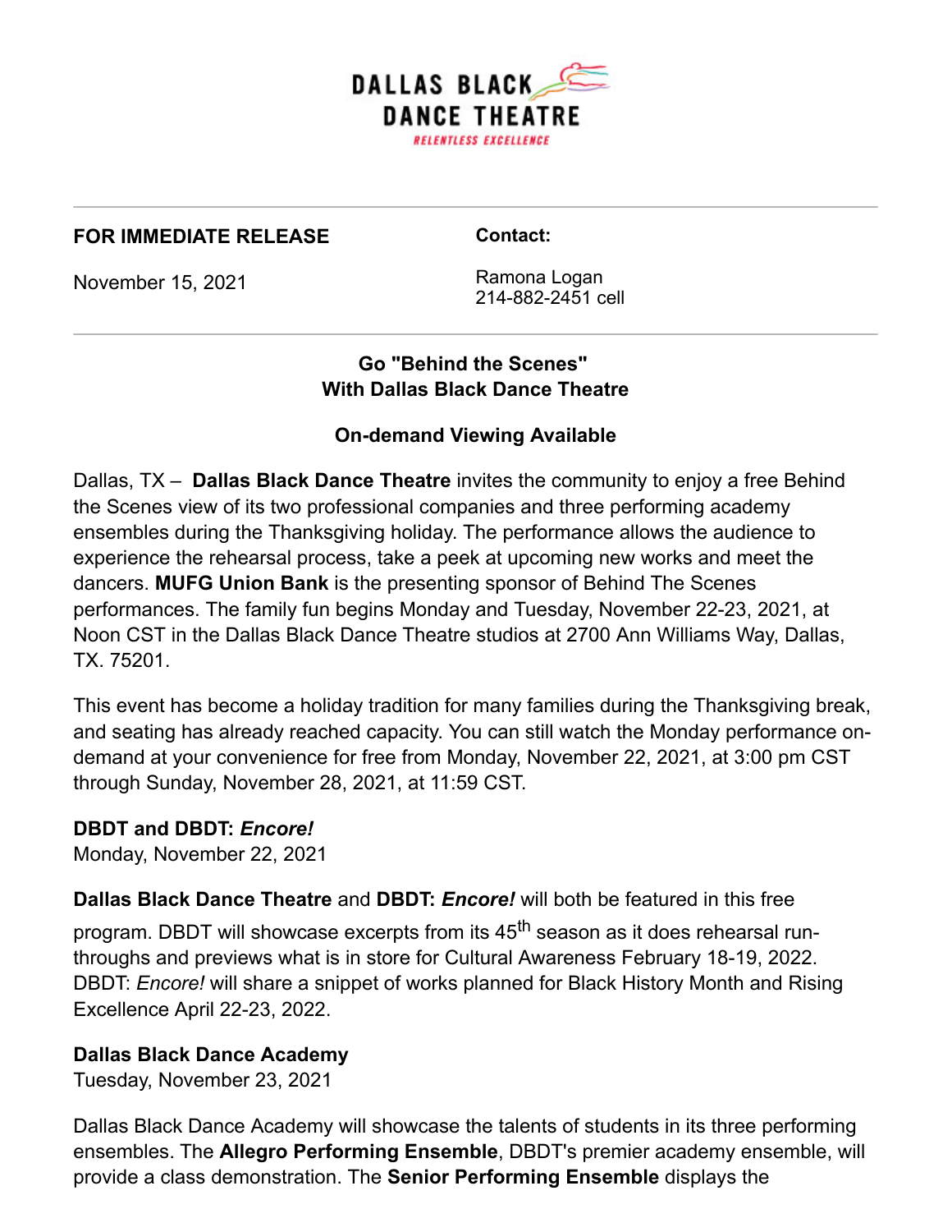DALLAS BLACK DANCE THEATRE

RELENTLESS EXCELLENCE

---

**FOR IMMEDIATE RELEASE**

November 15, 2021

**Contact:**

Ramona Logan
214-882-2451 cell

---

**Go "Behind the Scenes"**
**With Dallas Black Dance Theatre**

**On-demand Viewing Available**

Dallas, TX – **Dallas Black Dance Theatre** invites the community to enjoy a free Behind the Scenes view of its two professional companies and three performing academy ensembles during the Thanksgiving holiday. The performance allows the audience to experience the rehearsal process, take a peek at upcoming new works and meet the dancers. **MUFG Union Bank** is the presenting sponsor of Behind The Scenes performances. The family fun begins Monday and Tuesday, November 22-23, 2021, at Noon CST in the Dallas Black Dance Theatre studios at 2700 Ann Williams Way, Dallas, TX. 75201.

This event has become a holiday tradition for many families during the Thanksgiving break, and seating has already reached capacity. You can still watch the Monday performance on-demand at your convenience for free from Monday, November 22, 2021, at 3:00 pm CST through Sunday, November 28, 2021, at 11:59 CST.

**DBDT and DBDT: *Encore!***
Monday, November 22, 2021

**Dallas Black Dance Theatre** and **DBDT: *Encore!*** will both be featured in this free program. DBDT will showcase excerpts from its 45th season as it does rehearsal run-throughs and previews what is in store for Cultural Awareness February 18-19, 2022. DBDT: *Encore!* will share a snippet of works planned for Black History Month and Rising Excellence April 22-23, 2022.

**Dallas Black Dance Academy**
Tuesday, November 23, 2021

Dallas Black Dance Academy will showcase the talents of students in its three performing ensembles. The **Allegro Performing Ensemble**, DBDT's premier academy ensemble, will provide a class demonstration. The **Senior Performing Ensemble** displays the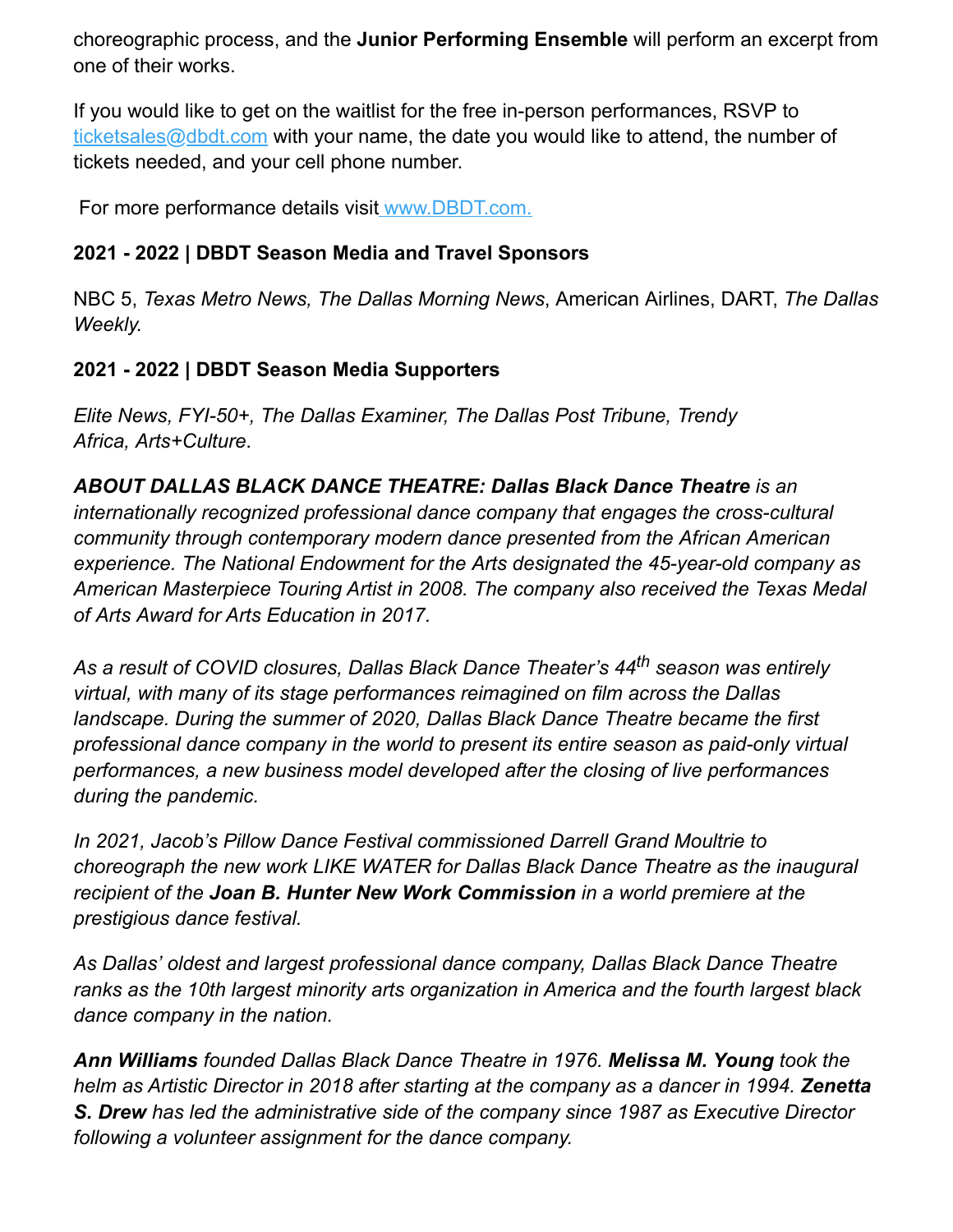choreographic process, and the **Junior Performing Ensemble** will perform an excerpt from one of their works.

If you would like to get on the waitlist for the free in-person performances, RSVP to ticketsales@dbdt.com with your name, the date you would like to attend, the number of tickets needed, and your cell phone number.

For more performance details visit www.DBDT.com.

**2021 - 2022 | DBDT Season Media and Travel Sponsors**

NBC 5, *Texas Metro News, The Dallas Morning News*, American Airlines, DART, *The Dallas Weekly.*

**2021 - 2022 | DBDT Season Media Supporters**

*Elite News, FYI-50+, The Dallas Examiner, The Dallas Post Tribune, Trendy Africa, Arts+Culture*.

***ABOUT DALLAS BLACK DANCE THEATRE: Dallas Black Dance Theatre** is an internationally recognized professional dance company that engages the cross-cultural community through contemporary modern dance presented from the African American experience. The National Endowment for the Arts designated the 45-year-old company as American Masterpiece Touring Artist in 2008. The company also received the Texas Medal of Arts Award for Arts Education in 2017.*

*As a result of COVID closures, Dallas Black Dance Theater's 44th season was entirely virtual, with many of its stage performances reimagined on film across the Dallas landscape. During the summer of 2020, Dallas Black Dance Theatre became the first professional dance company in the world to present its entire season as paid-only virtual performances, a new business model developed after the closing of live performances during the pandemic.*

*In 2021, Jacob's Pillow Dance Festival commissioned Darrell Grand Moultrie to choreograph the new work LIKE WATER for Dallas Black Dance Theatre as the inaugural recipient of the **Joan B. Hunter New Work Commission** in a world premiere at the prestigious dance festival.*

*As Dallas' oldest and largest professional dance company, Dallas Black Dance Theatre ranks as the 10th largest minority arts organization in America and the fourth largest black dance company in the nation.*

***Ann Williams** founded Dallas Black Dance Theatre in 1976. **Melissa M. Young** took the helm as Artistic Director in 2018 after starting at the company as a dancer in 1994. **Zenetta S. Drew** has led the administrative side of the company since 1987 as Executive Director following a volunteer assignment for the dance company.*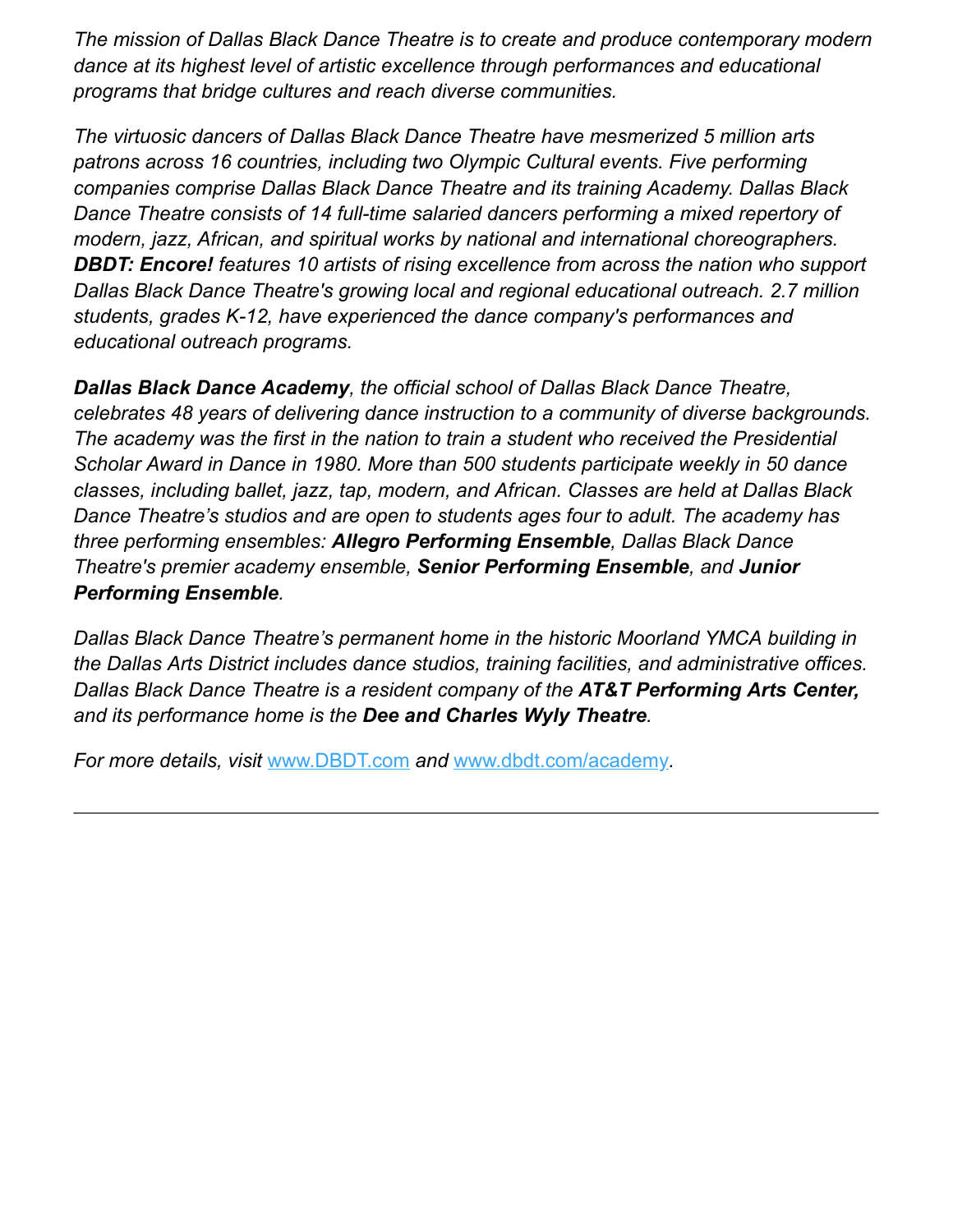*The mission of Dallas Black Dance Theatre is to create and produce contemporary modern dance at its highest level of artistic excellence through performances and educational programs that bridge cultures and reach diverse communities.*

*The virtuosic dancers of Dallas Black Dance Theatre have mesmerized 5 million arts patrons across 16 countries, including two Olympic Cultural events. Five performing companies comprise Dallas Black Dance Theatre and its training Academy. Dallas Black Dance Theatre consists of 14 full-time salaried dancers performing a mixed repertory of modern, jazz, African, and spiritual works by national and international choreographers.* ***DBDT: Encore!*** *features 10 artists of rising excellence from across the nation who support Dallas Black Dance Theatre's growing local and regional educational outreach. 2.7 million students, grades K-12, have experienced the dance company's performances and educational outreach programs.*

***Dallas Black Dance Academy****, the official school of Dallas Black Dance Theatre, celebrates 48 years of delivering dance instruction to a community of diverse backgrounds. The academy was the first in the nation to train a student who received the Presidential Scholar Award in Dance in 1980. More than 500 students participate weekly in 50 dance classes, including ballet, jazz, tap, modern, and African. Classes are held at Dallas Black Dance Theatre's studios and are open to students ages four to adult. The academy has three performing ensembles:* ***Allegro Performing Ensemble****, Dallas Black Dance Theatre's premier academy ensemble,* ***Senior Performing Ensemble****, and* ***Junior Performing Ensemble****.*

*Dallas Black Dance Theatre's permanent home in the historic Moorland YMCA building in the Dallas Arts District includes dance studios, training facilities, and administrative offices. Dallas Black Dance Theatre is a resident company of the* ***AT&T Performing Arts Center,*** *and its performance home is the* ***Dee and Charles Wyly Theatre****.*

*For more details, visit* [www.DBDT.com](http://www.DBDT.com) *and* [www.dbdt.com/academy](http://www.dbdt.com/academy)*.*

---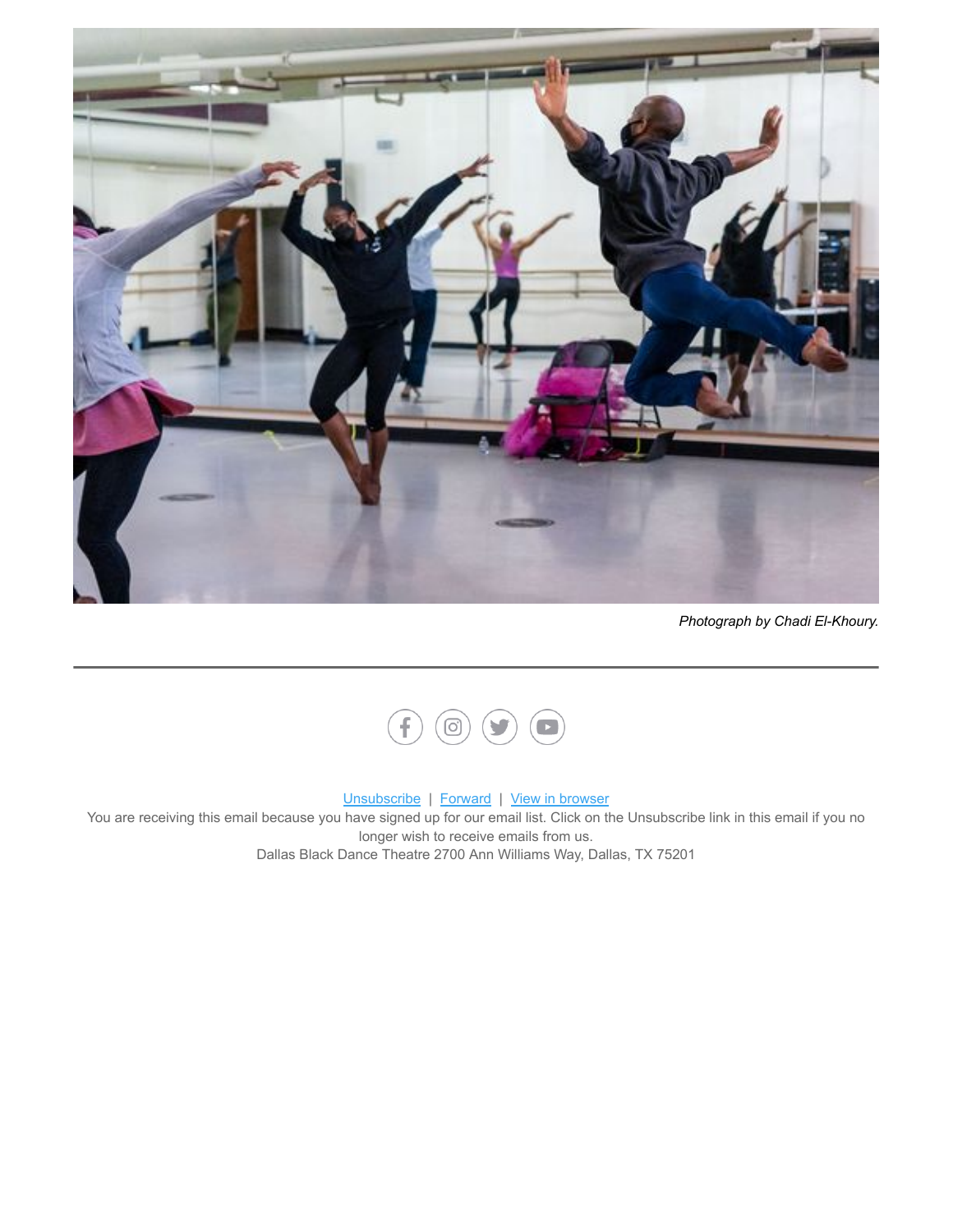*Photograph by Chadi El-Khoury.*

---

Unsubscribe | Forward | View in browser

You are receiving this email because you have signed up for our email list. Click on the Unsubscribe link in this email if you no longer wish to receive emails from us.

Dallas Black Dance Theatre 2700 Ann Williams Way, Dallas, TX 75201